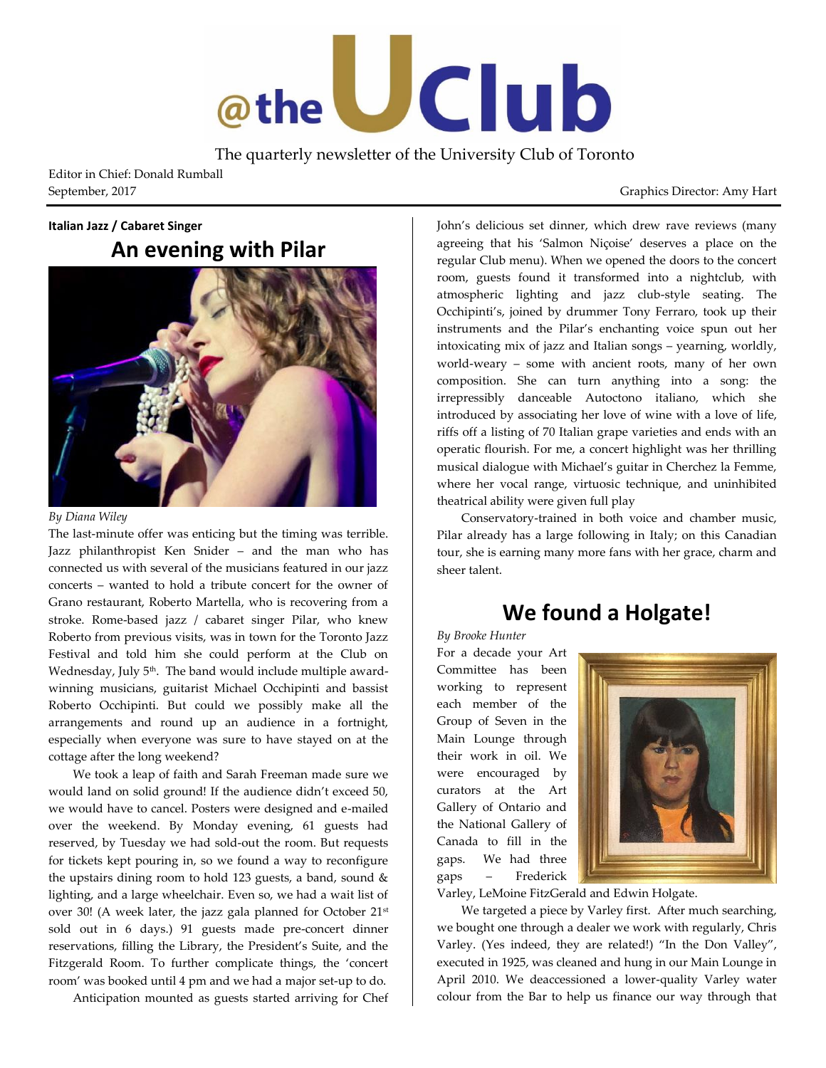# @the UClub

The quarterly newsletter of the University Club of Toronto

Editor in Chief: Donald Rumball
September, 2017

Graphics Director: Amy Hart

**Italian Jazz / Cabaret Singer**

## An evening with Pilar

*By Diana Wiley*

The last-minute offer was enticing but the timing was terrible. Jazz philanthropist Ken Snider – and the man who has connected us with several of the musicians featured in our jazz concerts – wanted to hold a tribute concert for the owner of Grano restaurant, Roberto Martella, who is recovering from a stroke. Rome-based jazz / cabaret singer Pilar, who knew Roberto from previous visits, was in town for the Toronto Jazz Festival and told him she could perform at the Club on Wednesday, July 5th. The band would include multiple award-winning musicians, guitarist Michael Occhipinti and bassist Roberto Occhipinti. But could we possibly make all the arrangements and round up an audience in a fortnight, especially when everyone was sure to have stayed on at the cottage after the long weekend?

We took a leap of faith and Sarah Freeman made sure we would land on solid ground! If the audience didn't exceed 50, we would have to cancel. Posters were designed and e-mailed over the weekend. By Monday evening, 61 guests had reserved, by Tuesday we had sold-out the room. But requests for tickets kept pouring in, so we found a way to reconfigure the upstairs dining room to hold 123 guests, a band, sound & lighting, and a large wheelchair. Even so, we had a wait list of over 30! (A week later, the jazz gala planned for October 21st sold out in 6 days.) 91 guests made pre-concert dinner reservations, filling the Library, the President's Suite, and the Fitzgerald Room. To further complicate things, the 'concert room' was booked until 4 pm and we had a major set-up to do.

Anticipation mounted as guests started arriving for Chef John's delicious set dinner, which drew rave reviews (many agreeing that his 'Salmon Niçoise' deserves a place on the regular Club menu). When we opened the doors to the concert room, guests found it transformed into a nightclub, with atmospheric lighting and jazz club-style seating. The Occhipinti's, joined by drummer Tony Ferraro, took up their instruments and the Pilar's enchanting voice spun out her intoxicating mix of jazz and Italian songs – yearning, worldly, world-weary – some with ancient roots, many of her own composition. She can turn anything into a song: the irrepressibly danceable Autoctono italiano, which she introduced by associating her love of wine with a love of life, riffs off a listing of 70 Italian grape varieties and ends with an operatic flourish. For me, a concert highlight was her thrilling musical dialogue with Michael's guitar in Cherchez la Femme, where her vocal range, virtuosic technique, and uninhibited theatrical ability were given full play

Conservatory-trained in both voice and chamber music, Pilar already has a large following in Italy; on this Canadian tour, she is earning many more fans with her grace, charm and sheer talent.

## We found a Holgate!

*By Brooke Hunter*

For a decade your Art Committee has been working to represent each member of the Group of Seven in the Main Lounge through their work in oil. We were encouraged by curators at the Art Gallery of Ontario and the National Gallery of Canada to fill in the gaps. We had three gaps – Frederick Varley, LeMoine FitzGerald and Edwin Holgate.

We targeted a piece by Varley first. After much searching, we bought one through a dealer we work with regularly, Chris Varley. (Yes indeed, they are related!) "In the Don Valley", executed in 1925, was cleaned and hung in our Main Lounge in April 2010. We deaccessioned a lower-quality Varley water colour from the Bar to help us finance our way through that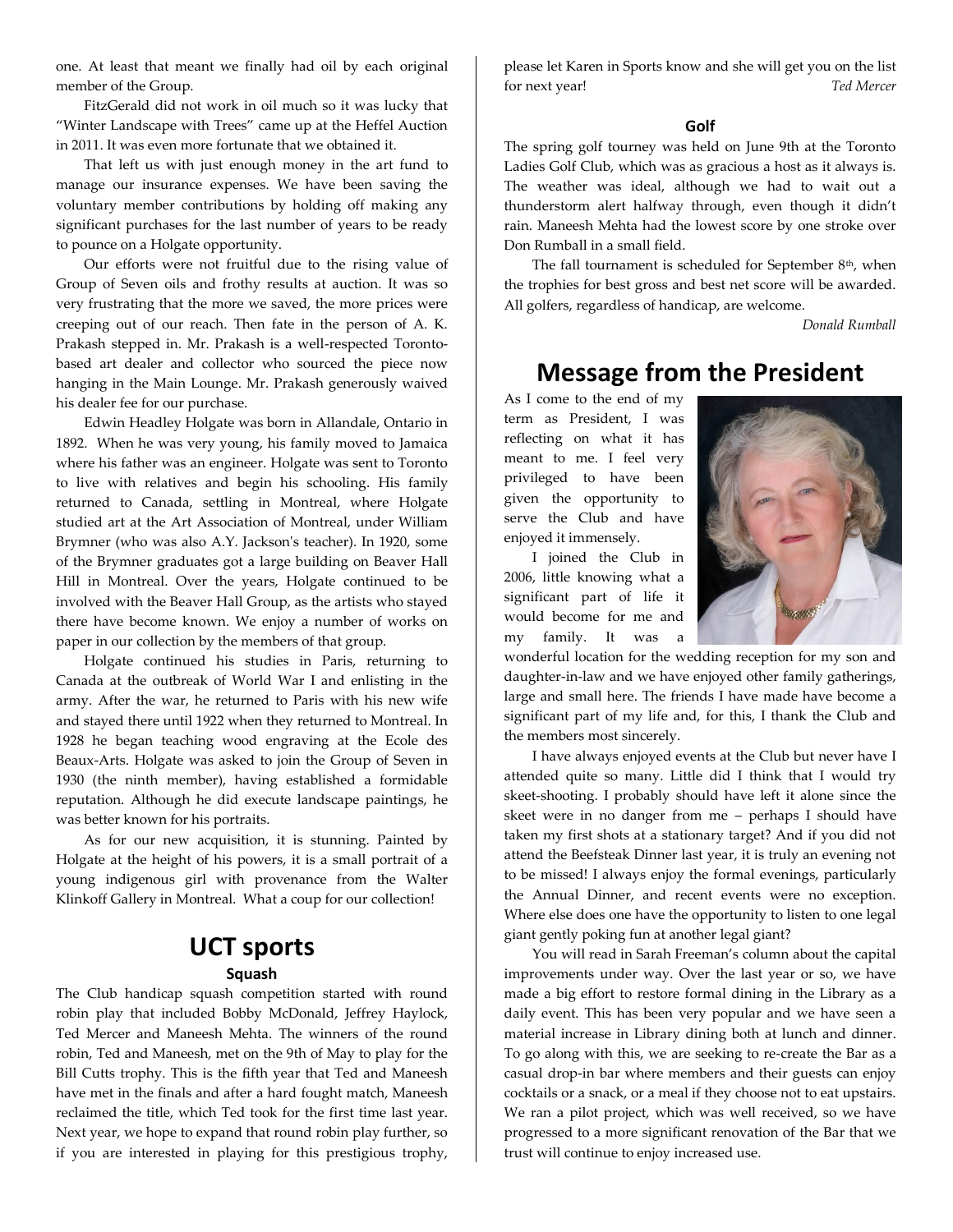one. At least that meant we finally had oil by each original member of the Group.

FitzGerald did not work in oil much so it was lucky that "Winter Landscape with Trees" came up at the Heffel Auction in 2011. It was even more fortunate that we obtained it.

That left us with just enough money in the art fund to manage our insurance expenses. We have been saving the voluntary member contributions by holding off making any significant purchases for the last number of years to be ready to pounce on a Holgate opportunity.

Our efforts were not fruitful due to the rising value of Group of Seven oils and frothy results at auction. It was so very frustrating that the more we saved, the more prices were creeping out of our reach. Then fate in the person of A. K. Prakash stepped in. Mr. Prakash is a well-respected Toronto-based art dealer and collector who sourced the piece now hanging in the Main Lounge. Mr. Prakash generously waived his dealer fee for our purchase.

Edwin Headley Holgate was born in Allandale, Ontario in 1892. When he was very young, his family moved to Jamaica where his father was an engineer. Holgate was sent to Toronto to live with relatives and begin his schooling. His family returned to Canada, settling in Montreal, where Holgate studied art at the Art Association of Montreal, under William Brymner (who was also A.Y. Jackson's teacher). In 1920, some of the Brymner graduates got a large building on Beaver Hall Hill in Montreal. Over the years, Holgate continued to be involved with the Beaver Hall Group, as the artists who stayed there have become known. We enjoy a number of works on paper in our collection by the members of that group.

Holgate continued his studies in Paris, returning to Canada at the outbreak of World War I and enlisting in the army. After the war, he returned to Paris with his new wife and stayed there until 1922 when they returned to Montreal. In 1928 he began teaching wood engraving at the Ecole des Beaux-Arts. Holgate was asked to join the Group of Seven in 1930 (the ninth member), having established a formidable reputation. Although he did execute landscape paintings, he was better known for his portraits.

As for our new acquisition, it is stunning. Painted by Holgate at the height of his powers, it is a small portrait of a young indigenous girl with provenance from the Walter Klinkoff Gallery in Montreal. What a coup for our collection!

## UCT sports

### Squash

The Club handicap squash competition started with round robin play that included Bobby McDonald, Jeffrey Haylock, Ted Mercer and Maneesh Mehta. The winners of the round robin, Ted and Maneesh, met on the 9th of May to play for the Bill Cutts trophy. This is the fifth year that Ted and Maneesh have met in the finals and after a hard fought match, Maneesh reclaimed the title, which Ted took for the first time last year. Next year, we hope to expand that round robin play further, so if you are interested in playing for this prestigious trophy, please let Karen in Sports know and she will get you on the list for next year!

*Ted Mercer*

### Golf

The spring golf tourney was held on June 9th at the Toronto Ladies Golf Club, which was as gracious a host as it always is. The weather was ideal, although we had to wait out a thunderstorm alert halfway through, even though it didn't rain. Maneesh Mehta had the lowest score by one stroke over Don Rumball in a small field.

The fall tournament is scheduled for September 8th, when the trophies for best gross and best net score will be awarded. All golfers, regardless of handicap, are welcome.

*Donald Rumball*

## Message from the President

As I come to the end of my term as President, I was reflecting on what it has meant to me. I feel very privileged to have been given the opportunity to serve the Club and have enjoyed it immensely.

I joined the Club in 2006, little knowing what a significant part of life it would become for me and my family. It was a wonderful location for the wedding reception for my son and daughter-in-law and we have enjoyed other family gatherings, large and small here. The friends I have made have become a significant part of my life and, for this, I thank the Club and the members most sincerely.

I have always enjoyed events at the Club but never have I attended quite so many. Little did I think that I would try skeet-shooting. I probably should have left it alone since the skeet were in no danger from me – perhaps I should have taken my first shots at a stationary target? And if you did not attend the Beefsteak Dinner last year, it is truly an evening not to be missed! I always enjoy the formal evenings, particularly the Annual Dinner, and recent events were no exception. Where else does one have the opportunity to listen to one legal giant gently poking fun at another legal giant?

You will read in Sarah Freeman's column about the capital improvements under way. Over the last year or so, we have made a big effort to restore formal dining in the Library as a daily event. This has been very popular and we have seen a material increase in Library dining both at lunch and dinner. To go along with this, we are seeking to re-create the Bar as a casual drop-in bar where members and their guests can enjoy cocktails or a snack, or a meal if they choose not to eat upstairs. We ran a pilot project, which was well received, so we have progressed to a more significant renovation of the Bar that we trust will continue to enjoy increased use.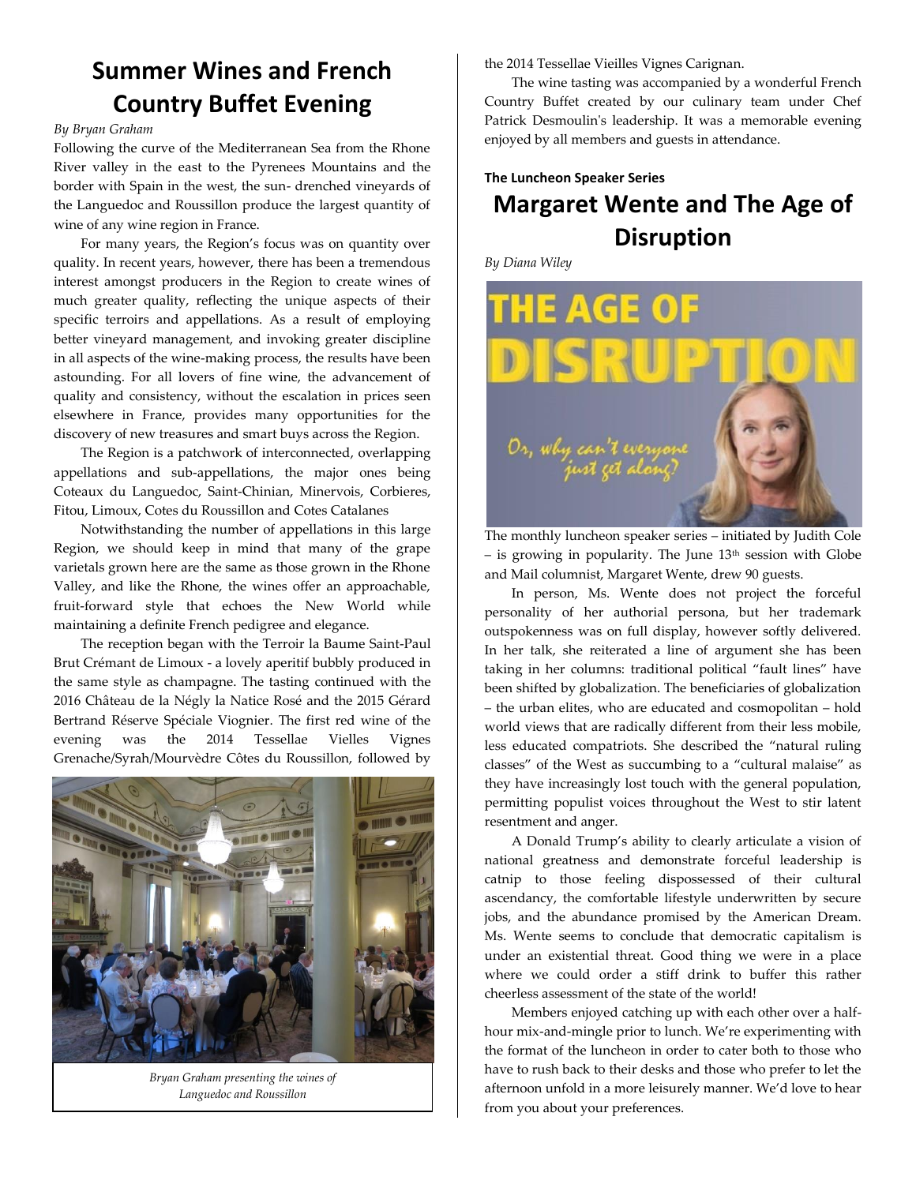# Summer Wines and French Country Buffet Evening

*By Bryan Graham*

Following the curve of the Mediterranean Sea from the Rhone River valley in the east to the Pyrenees Mountains and the border with Spain in the west, the sun- drenched vineyards of the Languedoc and Roussillon produce the largest quantity of wine of any wine region in France.

For many years, the Region's focus was on quantity over quality. In recent years, however, there has been a tremendous interest amongst producers in the Region to create wines of much greater quality, reflecting the unique aspects of their specific terroirs and appellations. As a result of employing better vineyard management, and invoking greater discipline in all aspects of the wine-making process, the results have been astounding. For all lovers of fine wine, the advancement of quality and consistency, without the escalation in prices seen elsewhere in France, provides many opportunities for the discovery of new treasures and smart buys across the Region.

The Region is a patchwork of interconnected, overlapping appellations and sub-appellations, the major ones being Coteaux du Languedoc, Saint-Chinian, Minervois, Corbieres, Fitou, Limoux, Cotes du Roussillon and Cotes Catalanes

Notwithstanding the number of appellations in this large Region, we should keep in mind that many of the grape varietals grown here are the same as those grown in the Rhone Valley, and like the Rhone, the wines offer an approachable, fruit-forward style that echoes the New World while maintaining a definite French pedigree and elegance.

The reception began with the Terroir la Baume Saint-Paul Brut Crémant de Limoux - a lovely aperitif bubbly produced in the same style as champagne. The tasting continued with the 2016 Château de la Négly la Natice Rosé and the 2015 Gérard Bertrand Réserve Spéciale Viognier. The first red wine of the evening was the 2014 Tessellae Vielles Vignes Grenache/Syrah/Mourvèdre Côtes du Roussillon, followed by the 2014 Tessellae Vieilles Vignes Carignan.

*Bryan Graham presenting the wines of Languedoc and Roussillon*

The wine tasting was accompanied by a wonderful French Country Buffet created by our culinary team under Chef Patrick Desmoulin's leadership. It was a memorable evening enjoyed by all members and guests in attendance.

**The Luncheon Speaker Series**

# Margaret Wente and The Age of Disruption

*By Diana Wiley*

The monthly luncheon speaker series – initiated by Judith Cole – is growing in popularity. The June 13th session with Globe and Mail columnist, Margaret Wente, drew 90 guests.

In person, Ms. Wente does not project the forceful personality of her authorial persona, but her trademark outspokenness was on full display, however softly delivered. In her talk, she reiterated a line of argument she has been taking in her columns: traditional political "fault lines" have been shifted by globalization. The beneficiaries of globalization – the urban elites, who are educated and cosmopolitan – hold world views that are radically different from their less mobile, less educated compatriots. She described the "natural ruling classes" of the West as succumbing to a "cultural malaise" as they have increasingly lost touch with the general population, permitting populist voices throughout the West to stir latent resentment and anger.

A Donald Trump's ability to clearly articulate a vision of national greatness and demonstrate forceful leadership is catnip to those feeling dispossessed of their cultural ascendancy, the comfortable lifestyle underwritten by secure jobs, and the abundance promised by the American Dream. Ms. Wente seems to conclude that democratic capitalism is under an existential threat. Good thing we were in a place where we could order a stiff drink to buffer this rather cheerless assessment of the state of the world!

Members enjoyed catching up with each other over a half-hour mix-and-mingle prior to lunch. We're experimenting with the format of the luncheon in order to cater both to those who have to rush back to their desks and those who prefer to let the afternoon unfold in a more leisurely manner. We'd love to hear from you about your preferences.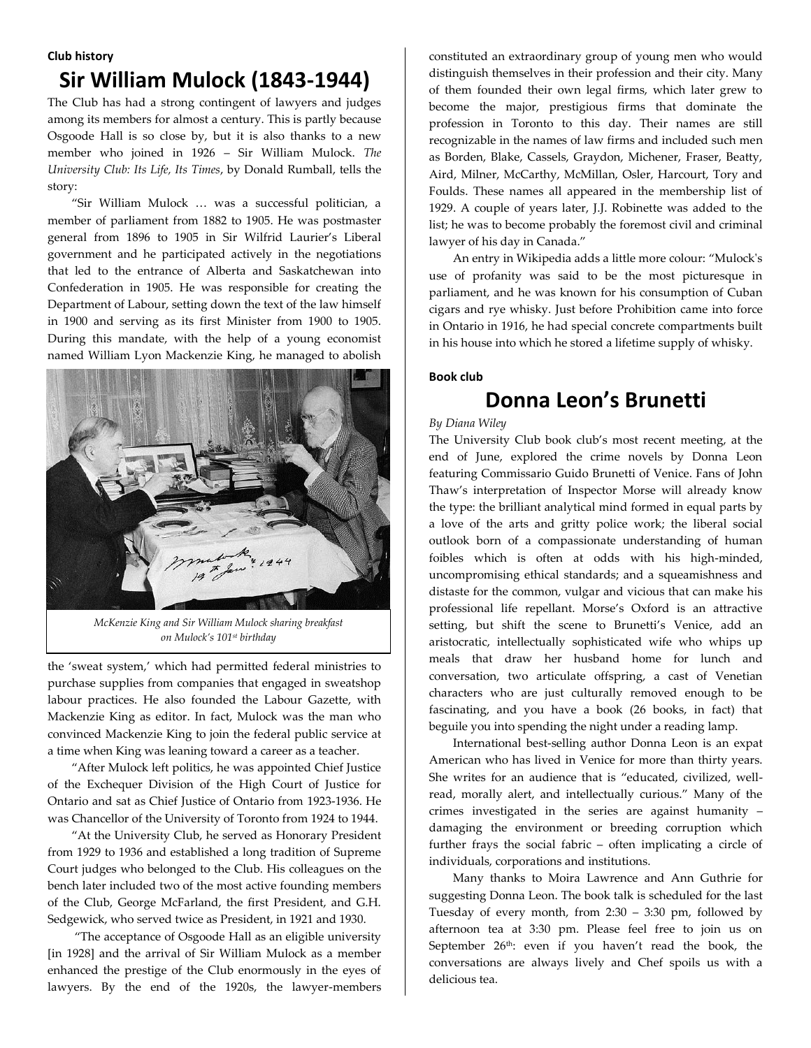**Club history**

# Sir William Mulock (1843-1944)

The Club has had a strong contingent of lawyers and judges among its members for almost a century. This is partly because Osgoode Hall is so close by, but it is also thanks to a new member who joined in 1926 – Sir William Mulock. *The University Club: Its Life, Its Times*, by Donald Rumball, tells the story:

"Sir William Mulock … was a successful politician, a member of parliament from 1882 to 1905. He was postmaster general from 1896 to 1905 in Sir Wilfrid Laurier's Liberal government and he participated actively in the negotiations that led to the entrance of Alberta and Saskatchewan into Confederation in 1905. He was responsible for creating the Department of Labour, setting down the text of the law himself in 1900 and serving as its first Minister from 1900 to 1905. During this mandate, with the help of a young economist named William Lyon Mackenzie King, he managed to abolish the 'sweat system,' which had permitted federal ministries to purchase supplies from companies that engaged in sweatshop labour practices. He also founded the Labour Gazette, with Mackenzie King as editor. In fact, Mulock was the man who convinced Mackenzie King to join the federal public service at a time when King was leaning toward a career as a teacher.

*McKenzie King and Sir William Mulock sharing breakfast on Mulock's 101st birthday*

"After Mulock left politics, he was appointed Chief Justice of the Exchequer Division of the High Court of Justice for Ontario and sat as Chief Justice of Ontario from 1923-1936. He was Chancellor of the University of Toronto from 1924 to 1944.

"At the University Club, he served as Honorary President from 1929 to 1936 and established a long tradition of Supreme Court judges who belonged to the Club. His colleagues on the bench later included two of the most active founding members of the Club, George McFarland, the first President, and G.H. Sedgewick, who served twice as President, in 1921 and 1930.

"The acceptance of Osgoode Hall as an eligible university [in 1928] and the arrival of Sir William Mulock as a member enhanced the prestige of the Club enormously in the eyes of lawyers. By the end of the 1920s, the lawyer-members constituted an extraordinary group of young men who would distinguish themselves in their profession and their city. Many of them founded their own legal firms, which later grew to become the major, prestigious firms that dominate the profession in Toronto to this day. Their names are still recognizable in the names of law firms and included such men as Borden, Blake, Cassels, Graydon, Michener, Fraser, Beatty, Aird, Milner, McCarthy, McMillan, Osler, Harcourt, Tory and Foulds. These names all appeared in the membership list of 1929. A couple of years later, J.J. Robinette was added to the list; he was to become probably the foremost civil and criminal lawyer of his day in Canada."

An entry in Wikipedia adds a little more colour: "Mulock's use of profanity was said to be the most picturesque in parliament, and he was known for his consumption of Cuban cigars and rye whisky. Just before Prohibition came into force in Ontario in 1916, he had special concrete compartments built in his house into which he stored a lifetime supply of whisky.

**Book club**

# Donna Leon's Brunetti

*By Diana Wiley*

The University Club book club's most recent meeting, at the end of June, explored the crime novels by Donna Leon featuring Commissario Guido Brunetti of Venice. Fans of John Thaw's interpretation of Inspector Morse will already know the type: the brilliant analytical mind formed in equal parts by a love of the arts and gritty police work; the liberal social outlook born of a compassionate understanding of human foibles which is often at odds with his high-minded, uncompromising ethical standards; and a squeamishness and distaste for the common, vulgar and vicious that can make his professional life repellant. Morse's Oxford is an attractive setting, but shift the scene to Brunetti's Venice, add an aristocratic, intellectually sophisticated wife who whips up meals that draw her husband home for lunch and conversation, two articulate offspring, a cast of Venetian characters who are just culturally removed enough to be fascinating, and you have a book (26 books, in fact) that beguile you into spending the night under a reading lamp.

International best-selling author Donna Leon is an expat American who has lived in Venice for more than thirty years. She writes for an audience that is "educated, civilized, well-read, morally alert, and intellectually curious." Many of the crimes investigated in the series are against humanity – damaging the environment or breeding corruption which further frays the social fabric – often implicating a circle of individuals, corporations and institutions.

Many thanks to Moira Lawrence and Ann Guthrie for suggesting Donna Leon. The book talk is scheduled for the last Tuesday of every month, from 2:30 – 3:30 pm, followed by afternoon tea at 3:30 pm. Please feel free to join us on September 26th: even if you haven't read the book, the conversations are always lively and Chef spoils us with a delicious tea.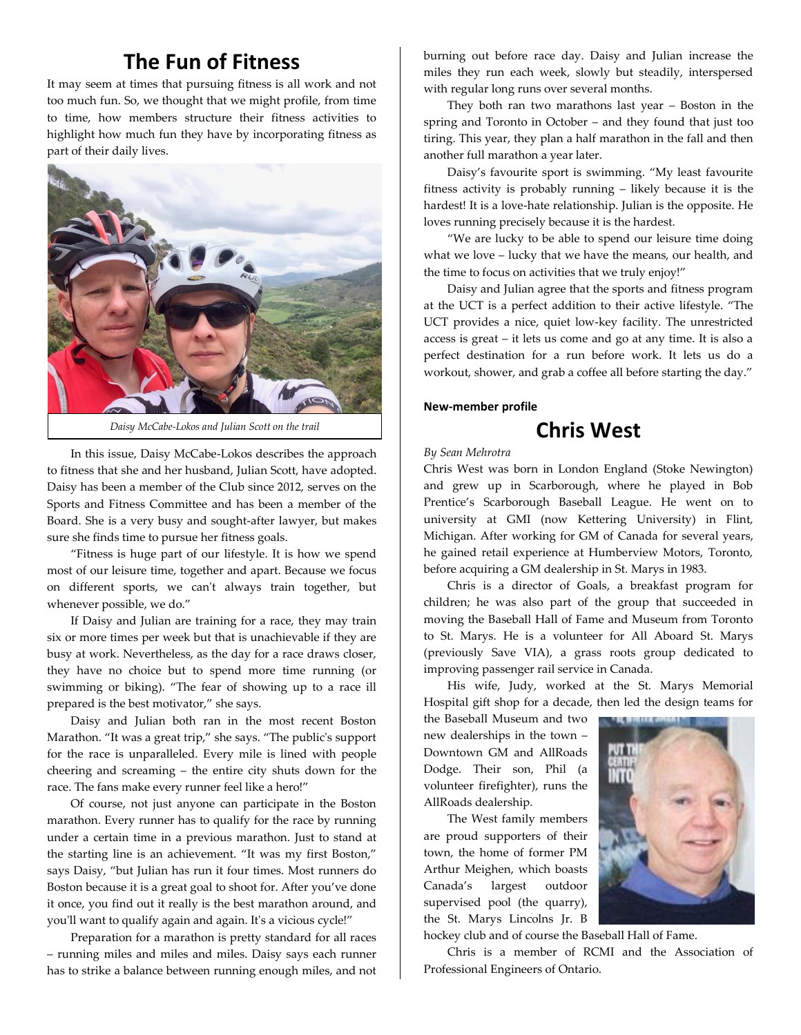# The Fun of Fitness

It may seem at times that pursuing fitness is all work and not too much fun. So, we thought that we might profile, from time to time, how members structure their fitness activities to highlight how much fun they have by incorporating fitness as part of their daily lives.

*Daisy McCabe-Lokos and Julian Scott on the trail*

In this issue, Daisy McCabe-Lokos describes the approach to fitness that she and her husband, Julian Scott, have adopted. Daisy has been a member of the Club since 2012, serves on the Sports and Fitness Committee and has been a member of the Board. She is a very busy and sought-after lawyer, but makes sure she finds time to pursue her fitness goals.

"Fitness is huge part of our lifestyle. It is how we spend most of our leisure time, together and apart. Because we focus on different sports, we can't always train together, but whenever possible, we do."

If Daisy and Julian are training for a race, they may train six or more times per week but that is unachievable if they are busy at work. Nevertheless, as the day for a race draws closer, they have no choice but to spend more time running (or swimming or biking). "The fear of showing up to a race ill prepared is the best motivator," she says.

Daisy and Julian both ran in the most recent Boston Marathon. "It was a great trip," she says. "The public's support for the race is unparalleled. Every mile is lined with people cheering and screaming – the entire city shuts down for the race. The fans make every runner feel like a hero!"

Of course, not just anyone can participate in the Boston marathon. Every runner has to qualify for the race by running under a certain time in a previous marathon. Just to stand at the starting line is an achievement. "It was my first Boston," says Daisy, "but Julian has run it four times. Most runners do Boston because it is a great goal to shoot for. After you've done it once, you find out it really is the best marathon around, and you'll want to qualify again and again. It's a vicious cycle!"

Preparation for a marathon is pretty standard for all races – running miles and miles and miles. Daisy says each runner has to strike a balance between running enough miles, and not burning out before race day. Daisy and Julian increase the miles they run each week, slowly but steadily, interspersed with regular long runs over several months.

They both ran two marathons last year – Boston in the spring and Toronto in October – and they found that just too tiring. This year, they plan a half marathon in the fall and then another full marathon a year later.

Daisy's favourite sport is swimming. "My least favourite fitness activity is probably running – likely because it is the hardest! It is a love-hate relationship. Julian is the opposite. He loves running precisely because it is the hardest.

"We are lucky to be able to spend our leisure time doing what we love – lucky that we have the means, our health, and the time to focus on activities that we truly enjoy!"

Daisy and Julian agree that the sports and fitness program at the UCT is a perfect addition to their active lifestyle. "The UCT provides a nice, quiet low-key facility. The unrestricted access is great – it lets us come and go at any time. It is also a perfect destination for a run before work. It lets us do a workout, shower, and grab a coffee all before starting the day."

**New-member profile**

# Chris West

*By Sean Mehrotra*

Chris West was born in London England (Stoke Newington) and grew up in Scarborough, where he played in Bob Prentice's Scarborough Baseball League. He went on to university at GMI (now Kettering University) in Flint, Michigan. After working for GM of Canada for several years, he gained retail experience at Humberview Motors, Toronto, before acquiring a GM dealership in St. Marys in 1983.

Chris is a director of Goals, a breakfast program for children; he was also part of the group that succeeded in moving the Baseball Hall of Fame and Museum from Toronto to St. Marys. He is a volunteer for All Aboard St. Marys (previously Save VIA), a grass roots group dedicated to improving passenger rail service in Canada.

His wife, Judy, worked at the St. Marys Memorial Hospital gift shop for a decade, then led the design teams for the Baseball Museum and two new dealerships in the town – Downtown GM and AllRoads Dodge. Their son, Phil (a volunteer firefighter), runs the AllRoads dealership.

The West family members are proud supporters of their town, the home of former PM Arthur Meighen, which boasts Canada's largest outdoor supervised pool (the quarry), the St. Marys Lincolns Jr. B hockey club and of course the Baseball Hall of Fame.

Chris is a member of RCMI and the Association of Professional Engineers of Ontario.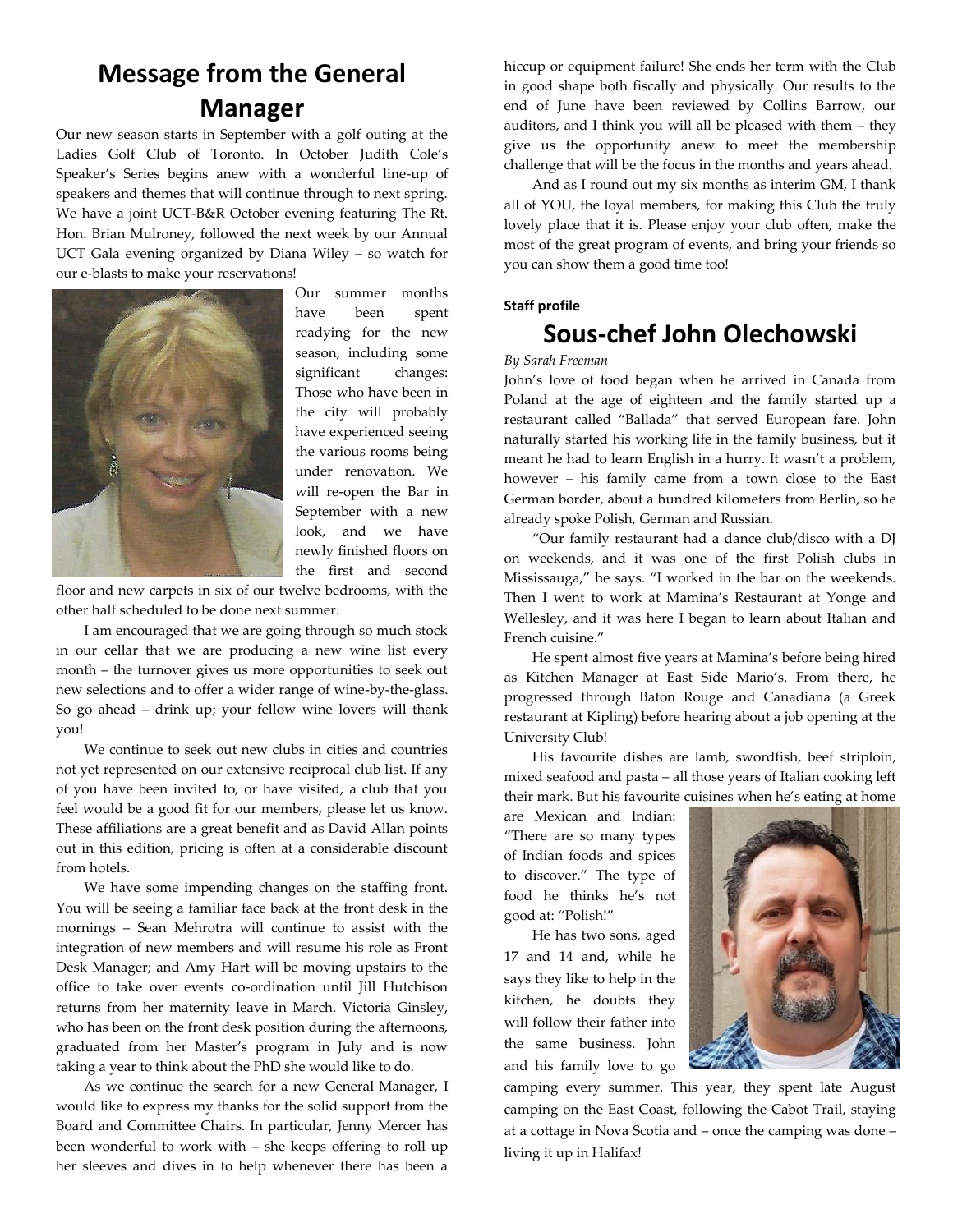# Message from the General Manager

Our new season starts in September with a golf outing at the Ladies Golf Club of Toronto. In October Judith Cole's Speaker's Series begins anew with a wonderful line-up of speakers and themes that will continue through to next spring. We have a joint UCT-B&R October evening featuring The Rt. Hon. Brian Mulroney, followed the next week by our Annual UCT Gala evening organized by Diana Wiley – so watch for our e-blasts to make your reservations!

Our summer months have been spent readying for the new season, including some significant changes: Those who have been in the city will probably have experienced seeing the various rooms being under renovation. We will re-open the Bar in September with a new look, and we have newly finished floors on the first and second floor and new carpets in six of our twelve bedrooms, with the other half scheduled to be done next summer.

I am encouraged that we are going through so much stock in our cellar that we are producing a new wine list every month – the turnover gives us more opportunities to seek out new selections and to offer a wider range of wine-by-the-glass. So go ahead – drink up; your fellow wine lovers will thank you!

We continue to seek out new clubs in cities and countries not yet represented on our extensive reciprocal club list. If any of you have been invited to, or have visited, a club that you feel would be a good fit for our members, please let us know. These affiliations are a great benefit and as David Allan points out in this edition, pricing is often at a considerable discount from hotels.

We have some impending changes on the staffing front. You will be seeing a familiar face back at the front desk in the mornings – Sean Mehrotra will continue to assist with the integration of new members and will resume his role as Front Desk Manager; and Amy Hart will be moving upstairs to the office to take over events co-ordination until Jill Hutchison returns from her maternity leave in March. Victoria Ginsley, who has been on the front desk position during the afternoons, graduated from her Master's program in July and is now taking a year to think about the PhD she would like to do.

As we continue the search for a new General Manager, I would like to express my thanks for the solid support from the Board and Committee Chairs. In particular, Jenny Mercer has been wonderful to work with – she keeps offering to roll up her sleeves and dives in to help whenever there has been a hiccup or equipment failure! She ends her term with the Club in good shape both fiscally and physically. Our results to the end of June have been reviewed by Collins Barrow, our auditors, and I think you will all be pleased with them – they give us the opportunity anew to meet the membership challenge that will be the focus in the months and years ahead.

And as I round out my six months as interim GM, I thank all of YOU, the loyal members, for making this Club the truly lovely place that it is. Please enjoy your club often, make the most of the great program of events, and bring your friends so you can show them a good time too!

**Staff profile**

# Sous-chef John Olechowski

*By Sarah Freeman*

John's love of food began when he arrived in Canada from Poland at the age of eighteen and the family started up a restaurant called "Ballada" that served European fare. John naturally started his working life in the family business, but it meant he had to learn English in a hurry. It wasn't a problem, however – his family came from a town close to the East German border, about a hundred kilometers from Berlin, so he already spoke Polish, German and Russian.

"Our family restaurant had a dance club/disco with a DJ on weekends, and it was one of the first Polish clubs in Mississauga," he says. "I worked in the bar on the weekends. Then I went to work at Mamina's Restaurant at Yonge and Wellesley, and it was here I began to learn about Italian and French cuisine."

He spent almost five years at Mamina's before being hired as Kitchen Manager at East Side Mario's. From there, he progressed through Baton Rouge and Canadiana (a Greek restaurant at Kipling) before hearing about a job opening at the University Club!

His favourite dishes are lamb, swordfish, beef striploin, mixed seafood and pasta – all those years of Italian cooking left their mark. But his favourite cuisines when he's eating at home are Mexican and Indian: "There are so many types of Indian foods and spices to discover." The type of food he thinks he's not good at: "Polish!"

He has two sons, aged 17 and 14 and, while he says they like to help in the kitchen, he doubts they will follow their father into the same business. John and his family love to go camping every summer. This year, they spent late August camping on the East Coast, following the Cabot Trail, staying at a cottage in Nova Scotia and – once the camping was done – living it up in Halifax!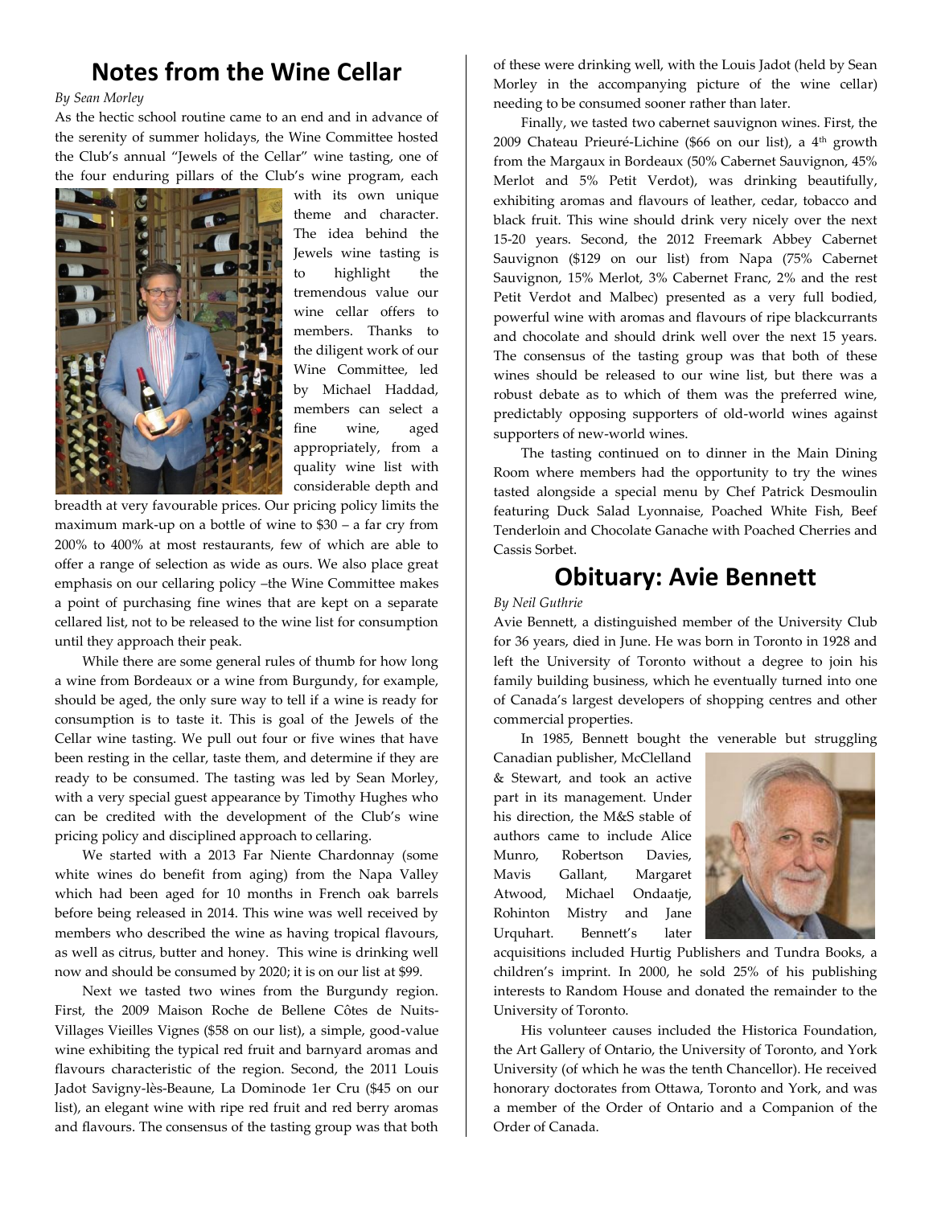## Notes from the Wine Cellar

*By Sean Morley*

As the hectic school routine came to an end and in advance of the serenity of summer holidays, the Wine Committee hosted the Club's annual "Jewels of the Cellar" wine tasting, one of the four enduring pillars of the Club's wine program, each with its own unique theme and character. The idea behind the Jewels wine tasting is to highlight the tremendous value our wine cellar offers to members. Thanks to the diligent work of our Wine Committee, led by Michael Haddad, members can select a fine wine, aged appropriately, from a quality wine list with considerable depth and breadth at very favourable prices. Our pricing policy limits the maximum mark-up on a bottle of wine to $30 – a far cry from 200% to 400% at most restaurants, few of which are able to offer a range of selection as wide as ours. We also place great emphasis on our cellaring policy –the Wine Committee makes a point of purchasing fine wines that are kept on a separate cellared list, not to be released to the wine list for consumption until they approach their peak.

While there are some general rules of thumb for how long a wine from Bordeaux or a wine from Burgundy, for example, should be aged, the only sure way to tell if a wine is ready for consumption is to taste it. This is goal of the Jewels of the Cellar wine tasting. We pull out four or five wines that have been resting in the cellar, taste them, and determine if they are ready to be consumed. The tasting was led by Sean Morley, with a very special guest appearance by Timothy Hughes who can be credited with the development of the Club's wine pricing policy and disciplined approach to cellaring.

We started with a 2013 Far Niente Chardonnay (some white wines do benefit from aging) from the Napa Valley which had been aged for 10 months in French oak barrels before being released in 2014. This wine was well received by members who described the wine as having tropical flavours, as well as citrus, butter and honey. This wine is drinking well now and should be consumed by 2020; it is on our list at $99.

Next we tasted two wines from the Burgundy region. First, the 2009 Maison Roche de Bellene Côtes de Nuits-Villages Vieilles Vignes ($58 on our list), a simple, good-value wine exhibiting the typical red fruit and barnyard aromas and flavours characteristic of the region. Second, the 2011 Louis Jadot Savigny-lès-Beaune, La Dominode 1er Cru ($45 on our list), an elegant wine with ripe red fruit and red berry aromas and flavours. The consensus of the tasting group was that both of these were drinking well, with the Louis Jadot (held by Sean Morley in the accompanying picture of the wine cellar) needing to be consumed sooner rather than later.

Finally, we tasted two cabernet sauvignon wines. First, the 2009 Chateau Prieuré-Lichine ($66 on our list), a 4th growth from the Margaux in Bordeaux (50% Cabernet Sauvignon, 45% Merlot and 5% Petit Verdot), was drinking beautifully, exhibiting aromas and flavours of leather, cedar, tobacco and black fruit. This wine should drink very nicely over the next 15-20 years. Second, the 2012 Freemark Abbey Cabernet Sauvignon ($129 on our list) from Napa (75% Cabernet Sauvignon, 15% Merlot, 3% Cabernet Franc, 2% and the rest Petit Verdot and Malbec) presented as a very full bodied, powerful wine with aromas and flavours of ripe blackcurrants and chocolate and should drink well over the next 15 years. The consensus of the tasting group was that both of these wines should be released to our wine list, but there was a robust debate as to which of them was the preferred wine, predictably opposing supporters of old-world wines against supporters of new-world wines.

The tasting continued on to dinner in the Main Dining Room where members had the opportunity to try the wines tasted alongside a special menu by Chef Patrick Desmoulin featuring Duck Salad Lyonnaise, Poached White Fish, Beef Tenderloin and Chocolate Ganache with Poached Cherries and Cassis Sorbet.

## Obituary: Avie Bennett

*By Neil Guthrie*

Avie Bennett, a distinguished member of the University Club for 36 years, died in June. He was born in Toronto in 1928 and left the University of Toronto without a degree to join his family building business, which he eventually turned into one of Canada's largest developers of shopping centres and other commercial properties.

In 1985, Bennett bought the venerable but struggling Canadian publisher, McClelland & Stewart, and took an active part in its management. Under his direction, the M&S stable of authors came to include Alice Munro, Robertson Davies, Mavis Gallant, Margaret Atwood, Michael Ondaatje, Rohinton Mistry and Jane Urquhart. Bennett's later acquisitions included Hurtig Publishers and Tundra Books, a children's imprint. In 2000, he sold 25% of his publishing interests to Random House and donated the remainder to the University of Toronto.

His volunteer causes included the Historica Foundation, the Art Gallery of Ontario, the University of Toronto, and York University (of which he was the tenth Chancellor). He received honorary doctorates from Ottawa, Toronto and York, and was a member of the Order of Ontario and a Companion of the Order of Canada.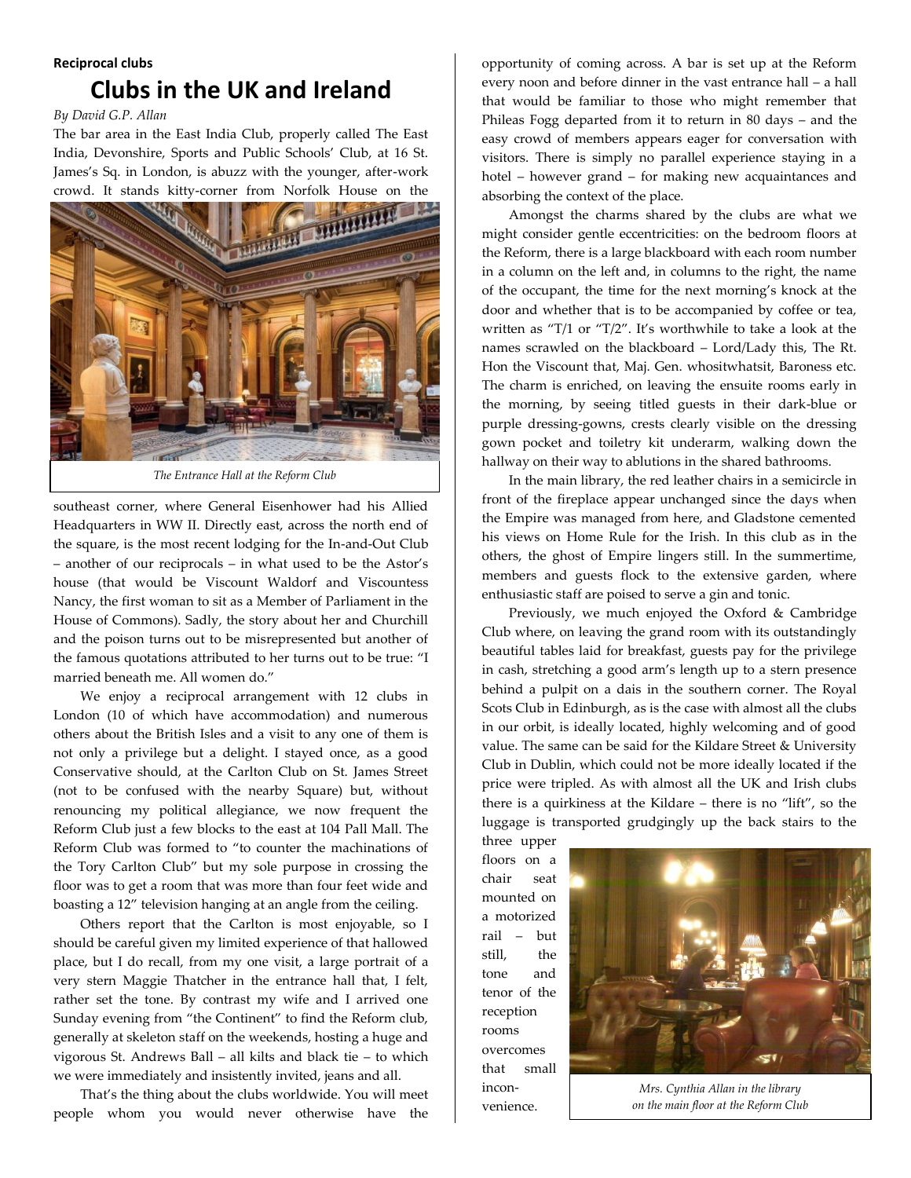**Reciprocal clubs**

# Clubs in the UK and Ireland

*By David G.P. Allan*

The bar area in the East India Club, properly called The East India, Devonshire, Sports and Public Schools' Club, at 16 St. James's Sq. in London, is abuzz with the younger, after-work crowd. It stands kitty-corner from Norfolk House on the southeast corner, where General Eisenhower had his Allied Headquarters in WW II. Directly east, across the north end of the square, is the most recent lodging for the In-and-Out Club – another of our reciprocals – in what used to be the Astor's house (that would be Viscount Waldorf and Viscountess Nancy, the first woman to sit as a Member of Parliament in the House of Commons). Sadly, the story about her and Churchill and the poison turns out to be misrepresented but another of the famous quotations attributed to her turns out to be true: "I married beneath me. All women do."

*The Entrance Hall at the Reform Club*

We enjoy a reciprocal arrangement with 12 clubs in London (10 of which have accommodation) and numerous others about the British Isles and a visit to any one of them is not only a privilege but a delight. I stayed once, as a good Conservative should, at the Carlton Club on St. James Street (not to be confused with the nearby Square) but, without renouncing my political allegiance, we now frequent the Reform Club just a few blocks to the east at 104 Pall Mall. The Reform Club was formed to "to counter the machinations of the Tory Carlton Club" but my sole purpose in crossing the floor was to get a room that was more than four feet wide and boasting a 12" television hanging at an angle from the ceiling.

Others report that the Carlton is most enjoyable, so I should be careful given my limited experience of that hallowed place, but I do recall, from my one visit, a large portrait of a very stern Maggie Thatcher in the entrance hall that, I felt, rather set the tone. By contrast my wife and I arrived one Sunday evening from "the Continent" to find the Reform club, generally at skeleton staff on the weekends, hosting a huge and vigorous St. Andrews Ball – all kilts and black tie – to which we were immediately and insistently invited, jeans and all.

That's the thing about the clubs worldwide. You will meet people whom you would never otherwise have the opportunity of coming across. A bar is set up at the Reform every noon and before dinner in the vast entrance hall – a hall that would be familiar to those who might remember that Phileas Fogg departed from it to return in 80 days – and the easy crowd of members appears eager for conversation with visitors. There is simply no parallel experience staying in a hotel – however grand – for making new acquaintances and absorbing the context of the place.

Amongst the charms shared by the clubs are what we might consider gentle eccentricities: on the bedroom floors at the Reform, there is a large blackboard with each room number in a column on the left and, in columns to the right, the name of the occupant, the time for the next morning's knock at the door and whether that is to be accompanied by coffee or tea, written as "T/1 or "T/2". It's worthwhile to take a look at the names scrawled on the blackboard – Lord/Lady this, The Rt. Hon the Viscount that, Maj. Gen. whositwhatsit, Baroness etc. The charm is enriched, on leaving the ensuite rooms early in the morning, by seeing titled guests in their dark-blue or purple dressing-gowns, crests clearly visible on the dressing gown pocket and toiletry kit underarm, walking down the hallway on their way to ablutions in the shared bathrooms.

In the main library, the red leather chairs in a semicircle in front of the fireplace appear unchanged since the days when the Empire was managed from here, and Gladstone cemented his views on Home Rule for the Irish. In this club as in the others, the ghost of Empire lingers still. In the summertime, members and guests flock to the extensive garden, where enthusiastic staff are poised to serve a gin and tonic.

Previously, we much enjoyed the Oxford & Cambridge Club where, on leaving the grand room with its outstandingly beautiful tables laid for breakfast, guests pay for the privilege in cash, stretching a good arm's length up to a stern presence behind a pulpit on a dais in the southern corner. The Royal Scots Club in Edinburgh, as is the case with almost all the clubs in our orbit, is ideally located, highly welcoming and of good value. The same can be said for the Kildare Street & University Club in Dublin, which could not be more ideally located if the price were tripled. As with almost all the UK and Irish clubs there is a quirkiness at the Kildare – there is no "lift", so the luggage is transported grudgingly up the back stairs to the three upper floors on a chair seat mounted on a motorized rail – but still, the tone and tenor of the reception rooms overcomes that small inconvenience.

*Mrs. Cynthia Allan in the library on the main floor at the Reform Club*